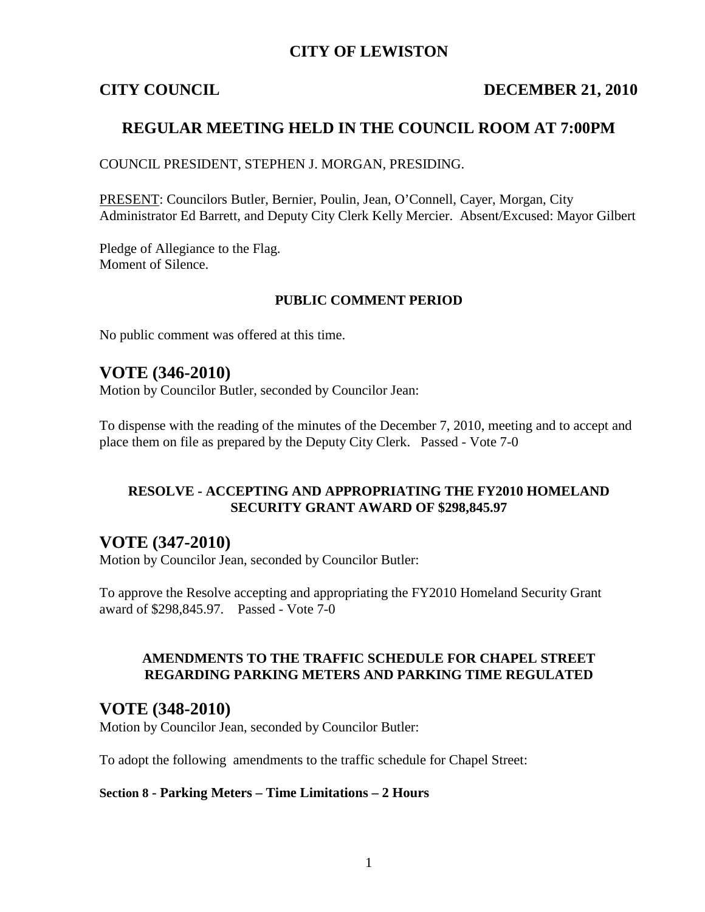# CITY OF LEWISTON

**CITY COUNCIL** **DECEMBER 21, 2010**

## REGULAR MEETING HELD IN THE COUNCIL ROOM AT 7:00PM

COUNCIL PRESIDENT, STEPHEN J. MORGAN, PRESIDING.

PRESENT: Councilors Butler, Bernier, Poulin, Jean, O'Connell, Cayer, Morgan, City Administrator Ed Barrett, and Deputy City Clerk Kelly Mercier. Absent/Excused: Mayor Gilbert

Pledge of Allegiance to the Flag.
Moment of Silence.

### PUBLIC COMMENT PERIOD

No public comment was offered at this time.

## VOTE (346-2010)

Motion by Councilor Butler, seconded by Councilor Jean:

To dispense with the reading of the minutes of the December 7, 2010, meeting and to accept and place them on file as prepared by the Deputy City Clerk. Passed - Vote 7-0

### RESOLVE - ACCEPTING AND APPROPRIATING THE FY2010 HOMELAND SECURITY GRANT AWARD OF $298,845.97

## VOTE (347-2010)

Motion by Councilor Jean, seconded by Councilor Butler:

To approve the Resolve accepting and appropriating the FY2010 Homeland Security Grant award of $298,845.97. Passed - Vote 7-0

### AMENDMENTS TO THE TRAFFIC SCHEDULE FOR CHAPEL STREET REGARDING PARKING METERS AND PARKING TIME REGULATED

## VOTE (348-2010)

Motion by Councilor Jean, seconded by Councilor Butler:

To adopt the following amendments to the traffic schedule for Chapel Street:

**Section 8 - Parking Meters – Time Limitations – 2 Hours**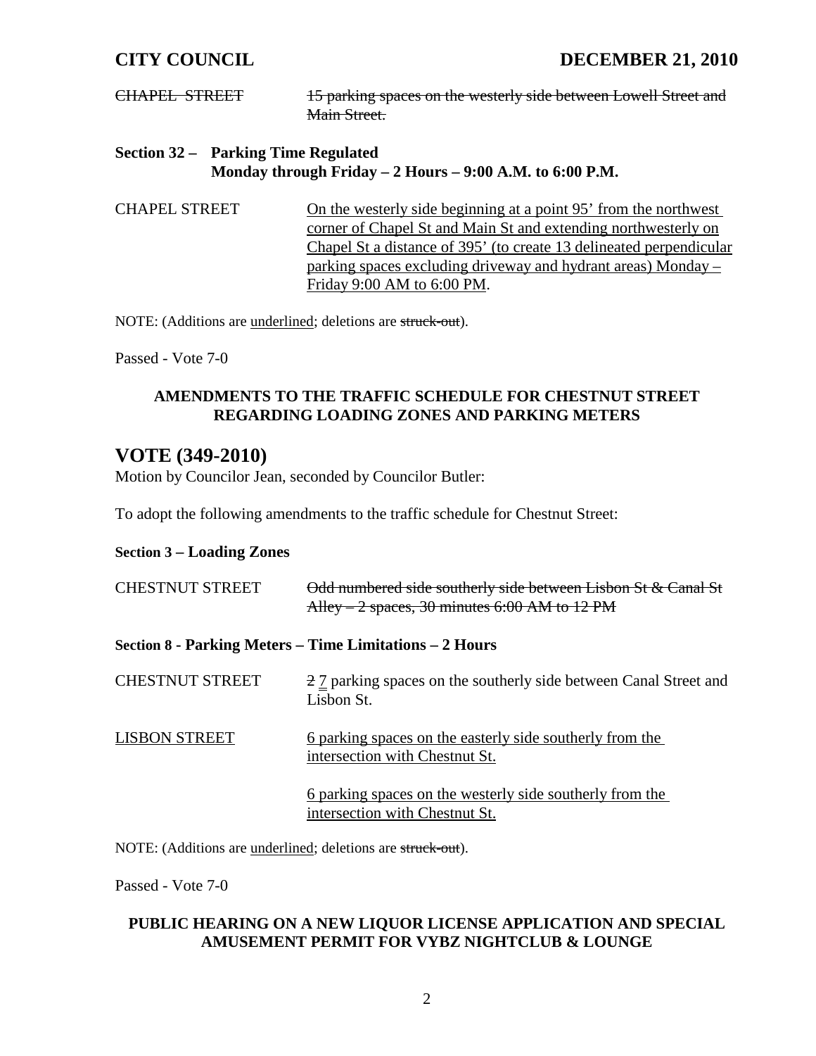~~CHAPEL STREET~~ ~~15 parking spaces on the westerly side between Lowell Street and Main Street.~~

**Section 32 – Parking Time Regulated**
**Monday through Friday – 2 Hours – 9:00 A.M. to 6:00 P.M.**

CHAPEL STREET <u>On the westerly side beginning at a point 95' from the northwest corner of Chapel St and Main St and extending northwesterly on Chapel St a distance of 395' (to create 13 delineated perpendicular parking spaces excluding driveway and hydrant areas) Monday – Friday 9:00 AM to 6:00 PM</u>.

NOTE: (Additions are <u>underlined</u>; deletions are ~~struck-out~~).

Passed - Vote 7-0

**AMENDMENTS TO THE TRAFFIC SCHEDULE FOR CHESTNUT STREET REGARDING LOADING ZONES AND PARKING METERS**

## VOTE (349-2010)

Motion by Councilor Jean, seconded by Councilor Butler:

To adopt the following amendments to the traffic schedule for Chestnut Street:

**Section 3 – Loading Zones**

CHESTNUT STREET ~~Odd numbered side southerly side between Lisbon St & Canal St Alley – 2 spaces, 30 minutes 6:00 AM to 12 PM~~

**Section 8 - Parking Meters – Time Limitations – 2 Hours**

CHESTNUT STREET ~~2~~ <u>7</u> parking spaces on the southerly side between Canal Street and Lisbon St.

<u>LISBON STREET</u> <u>6 parking spaces on the easterly side southerly from the intersection with Chestnut St.</u>

<u>6 parking spaces on the westerly side southerly from the intersection with Chestnut St.</u>

NOTE: (Additions are <u>underlined</u>; deletions are ~~struck-out~~).

Passed - Vote 7-0

**PUBLIC HEARING ON A NEW LIQUOR LICENSE APPLICATION AND SPECIAL AMUSEMENT PERMIT FOR VYBZ NIGHTCLUB & LOUNGE**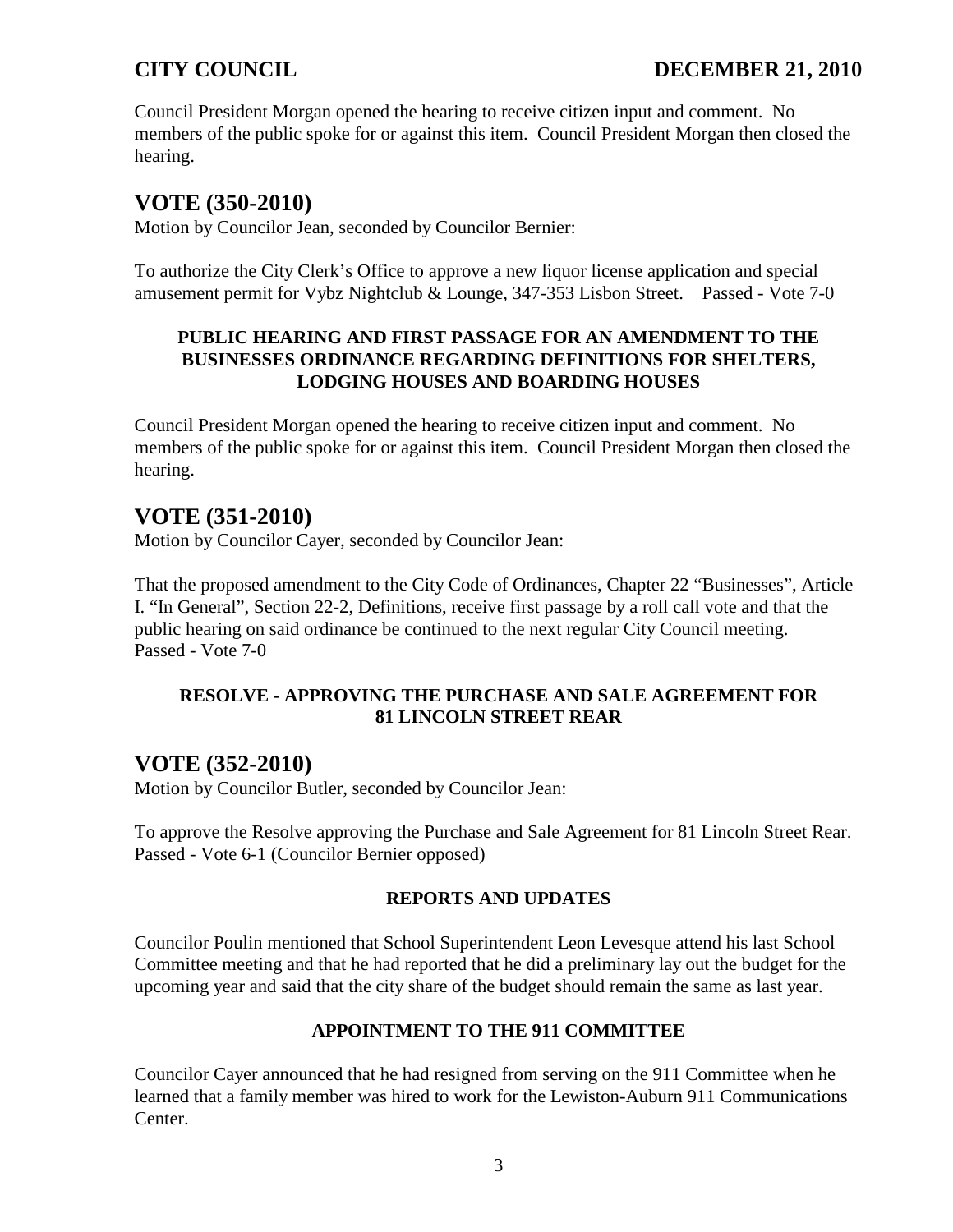Council President Morgan opened the hearing to receive citizen input and comment. No members of the public spoke for or against this item. Council President Morgan then closed the hearing.

## VOTE (350-2010)

Motion by Councilor Jean, seconded by Councilor Bernier:

To authorize the City Clerk's Office to approve a new liquor license application and special amusement permit for Vybz Nightclub & Lounge, 347-353 Lisbon Street. Passed - Vote 7-0

**PUBLIC HEARING AND FIRST PASSAGE FOR AN AMENDMENT TO THE BUSINESSES ORDINANCE REGARDING DEFINITIONS FOR SHELTERS, LODGING HOUSES AND BOARDING HOUSES**

Council President Morgan opened the hearing to receive citizen input and comment. No members of the public spoke for or against this item. Council President Morgan then closed the hearing.

## VOTE (351-2010)

Motion by Councilor Cayer, seconded by Councilor Jean:

That the proposed amendment to the City Code of Ordinances, Chapter 22 "Businesses", Article I. "In General", Section 22-2, Definitions, receive first passage by a roll call vote and that the public hearing on said ordinance be continued to the next regular City Council meeting. Passed - Vote 7-0

**RESOLVE - APPROVING THE PURCHASE AND SALE AGREEMENT FOR 81 LINCOLN STREET REAR**

## VOTE (352-2010)

Motion by Councilor Butler, seconded by Councilor Jean:

To approve the Resolve approving the Purchase and Sale Agreement for 81 Lincoln Street Rear. Passed - Vote 6-1 (Councilor Bernier opposed)

**REPORTS AND UPDATES**

Councilor Poulin mentioned that School Superintendent Leon Levesque attend his last School Committee meeting and that he had reported that he did a preliminary lay out the budget for the upcoming year and said that the city share of the budget should remain the same as last year.

**APPOINTMENT TO THE 911 COMMITTEE**

Councilor Cayer announced that he had resigned from serving on the 911 Committee when he learned that a family member was hired to work for the Lewiston-Auburn 911 Communications Center.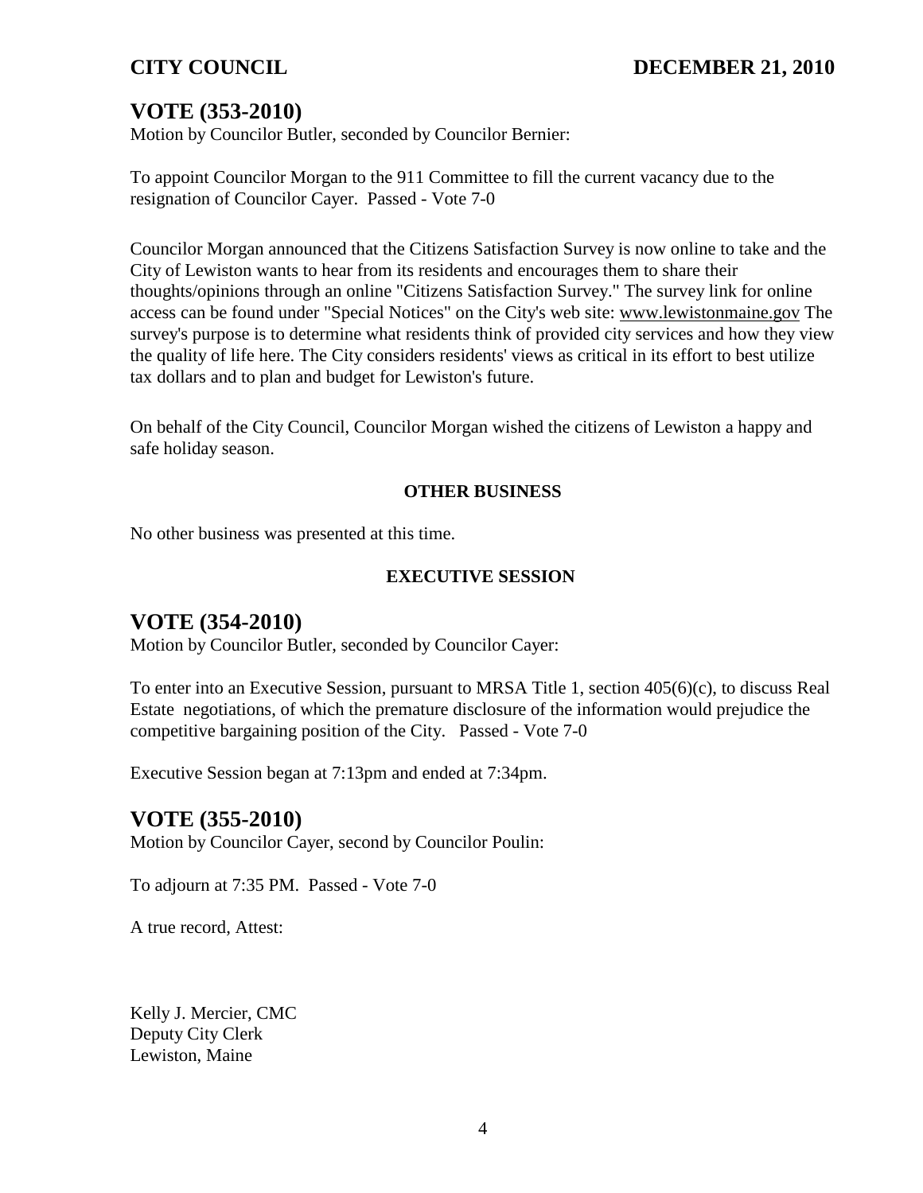## VOTE (353-2010)

Motion by Councilor Butler, seconded by Councilor Bernier:

To appoint Councilor Morgan to the 911 Committee to fill the current vacancy due to the resignation of Councilor Cayer. Passed - Vote 7-0

Councilor Morgan announced that the Citizens Satisfaction Survey is now online to take and the City of Lewiston wants to hear from its residents and encourages them to share their thoughts/opinions through an online "Citizens Satisfaction Survey." The survey link for online access can be found under "Special Notices" on the City's web site: www.lewistonmaine.gov The survey's purpose is to determine what residents think of provided city services and how they view the quality of life here. The City considers residents' views as critical in its effort to best utilize tax dollars and to plan and budget for Lewiston's future.

On behalf of the City Council, Councilor Morgan wished the citizens of Lewiston a happy and safe holiday season.

**OTHER BUSINESS**

No other business was presented at this time.

**EXECUTIVE SESSION**

## VOTE (354-2010)

Motion by Councilor Butler, seconded by Councilor Cayer:

To enter into an Executive Session, pursuant to MRSA Title 1, section 405(6)(c), to discuss Real Estate negotiations, of which the premature disclosure of the information would prejudice the competitive bargaining position of the City. Passed - Vote 7-0

Executive Session began at 7:13pm and ended at 7:34pm.

## VOTE (355-2010)

Motion by Councilor Cayer, second by Councilor Poulin:

To adjourn at 7:35 PM. Passed - Vote 7-0

A true record, Attest:

Kelly J. Mercier, CMC
Deputy City Clerk
Lewiston, Maine